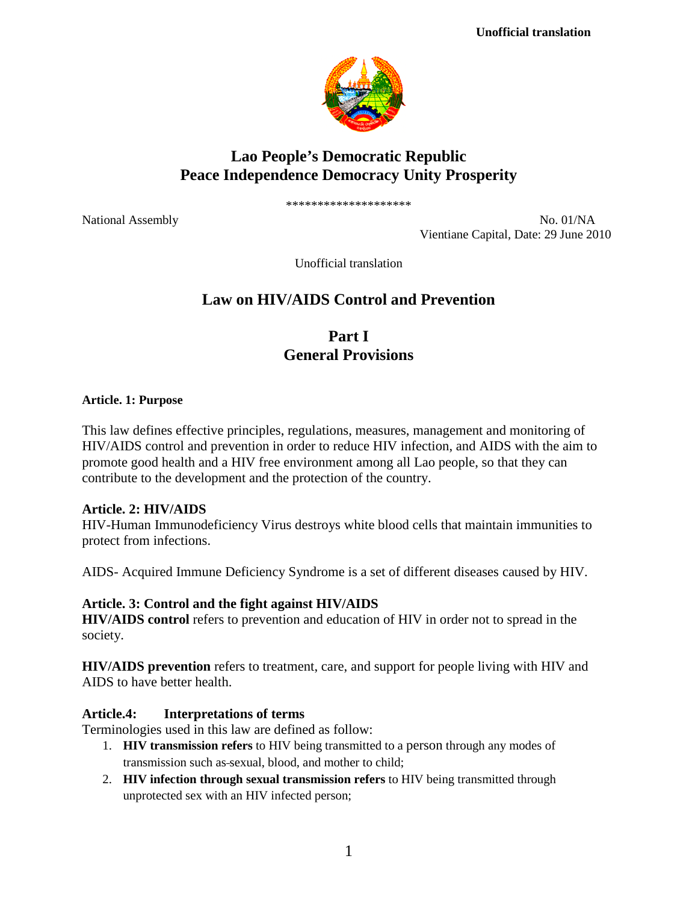**Unofficial translation**

## Lao People's Democratic Republic
## Peace Independence Democracy Unity Prosperity

********************

National Assembly

No. 01/NA
Vientiane Capital, Date: 29 June 2010

Unofficial translation

# Law on HIV/AIDS Control and Prevention

## Part I
## General Provisions

**Article. 1: Purpose**

This law defines effective principles, regulations, measures, management and monitoring of HIV/AIDS control and prevention in order to reduce HIV infection, and AIDS with the aim to promote good health and a HIV free environment among all Lao people, so that they can contribute to the development and the protection of the country.

**Article. 2: HIV/AIDS**

HIV-Human Immunodeficiency Virus destroys white blood cells that maintain immunities to protect from infections.

AIDS- Acquired Immune Deficiency Syndrome is a set of different diseases caused by HIV.

**Article. 3: Control and the fight against HIV/AIDS**

**HIV/AIDS control** refers to prevention and education of HIV in order not to spread in the society.

**HIV/AIDS prevention** refers to treatment, care, and support for people living with HIV and AIDS to have better health.

**Article.4: Interpretations of terms**

Terminologies used in this law are defined as follow:

1. **HIV transmission refers** to HIV being transmitted to a person through any modes of transmission such as-sexual, blood, and mother to child;
2. **HIV infection through sexual transmission refers** to HIV being transmitted through unprotected sex with an HIV infected person;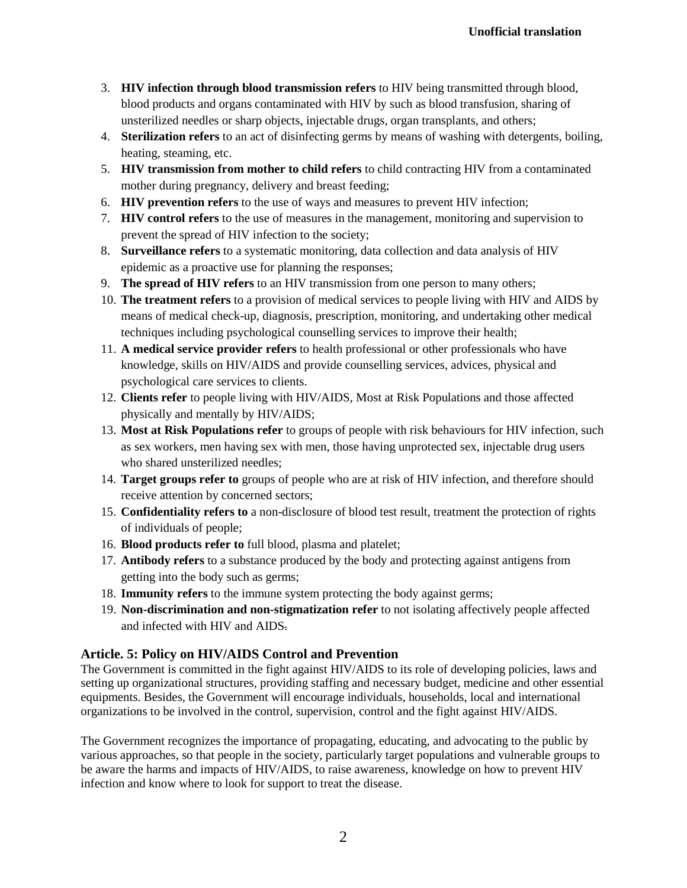3. **HIV infection through blood transmission refers** to HIV being transmitted through blood, blood products and organs contaminated with HIV by such as blood transfusion, sharing of unsterilized needles or sharp objects, injectable drugs, organ transplants, and others;
4. **Sterilization refers** to an act of disinfecting germs by means of washing with detergents, boiling, heating, steaming, etc.
5. **HIV transmission from mother to child refers** to child contracting HIV from a contaminated mother during pregnancy, delivery and breast feeding;
6. **HIV prevention refers** to the use of ways and measures to prevent HIV infection;
7. **HIV control refers** to the use of measures in the management, monitoring and supervision to prevent the spread of HIV infection to the society;
8. **Surveillance refers** to a systematic monitoring, data collection and data analysis of HIV epidemic as a proactive use for planning the responses;
9. **The spread of HIV refers** to an HIV transmission from one person to many others;
10. **The treatment refers** to a provision of medical services to people living with HIV and AIDS by means of medical check-up, diagnosis, prescription, monitoring, and undertaking other medical techniques including psychological counselling services to improve their health;
11. **A medical service provider refers** to health professional or other professionals who have knowledge, skills on HIV/AIDS and provide counselling services, advices, physical and psychological care services to clients.
12. **Clients refer** to people living with HIV/AIDS, Most at Risk Populations and those affected physically and mentally by HIV/AIDS;
13. **Most at Risk Populations refer** to groups of people with risk behaviours for HIV infection, such as sex workers, men having sex with men, those having unprotected sex, injectable drug users who shared unsterilized needles;
14. **Target groups refer to** groups of people who are at risk of HIV infection, and therefore should receive attention by concerned sectors;
15. **Confidentiality refers to** a non-disclosure of blood test result, treatment the protection of rights of individuals of people;
16. **Blood products refer to** full blood, plasma and platelet;
17. **Antibody refers** to a substance produced by the body and protecting against antigens from getting into the body such as germs;
18. **Immunity refers** to the immune system protecting the body against germs;
19. **Non-discrimination and non-stigmatization refer** to not isolating affectively people affected and infected with HIV and AIDS.

### Article. 5: Policy on HIV/AIDS Control and Prevention

The Government is committed in the fight against HIV/AIDS to its role of developing policies, laws and setting up organizational structures, providing staffing and necessary budget, medicine and other essential equipments. Besides, the Government will encourage individuals, households, local and international organizations to be involved in the control, supervision, control and the fight against HIV/AIDS.

The Government recognizes the importance of propagating, educating, and advocating to the public by various approaches, so that people in the society, particularly target populations and vulnerable groups to be aware the harms and impacts of HIV/AIDS, to raise awareness, knowledge on how to prevent HIV infection and know where to look for support to treat the disease.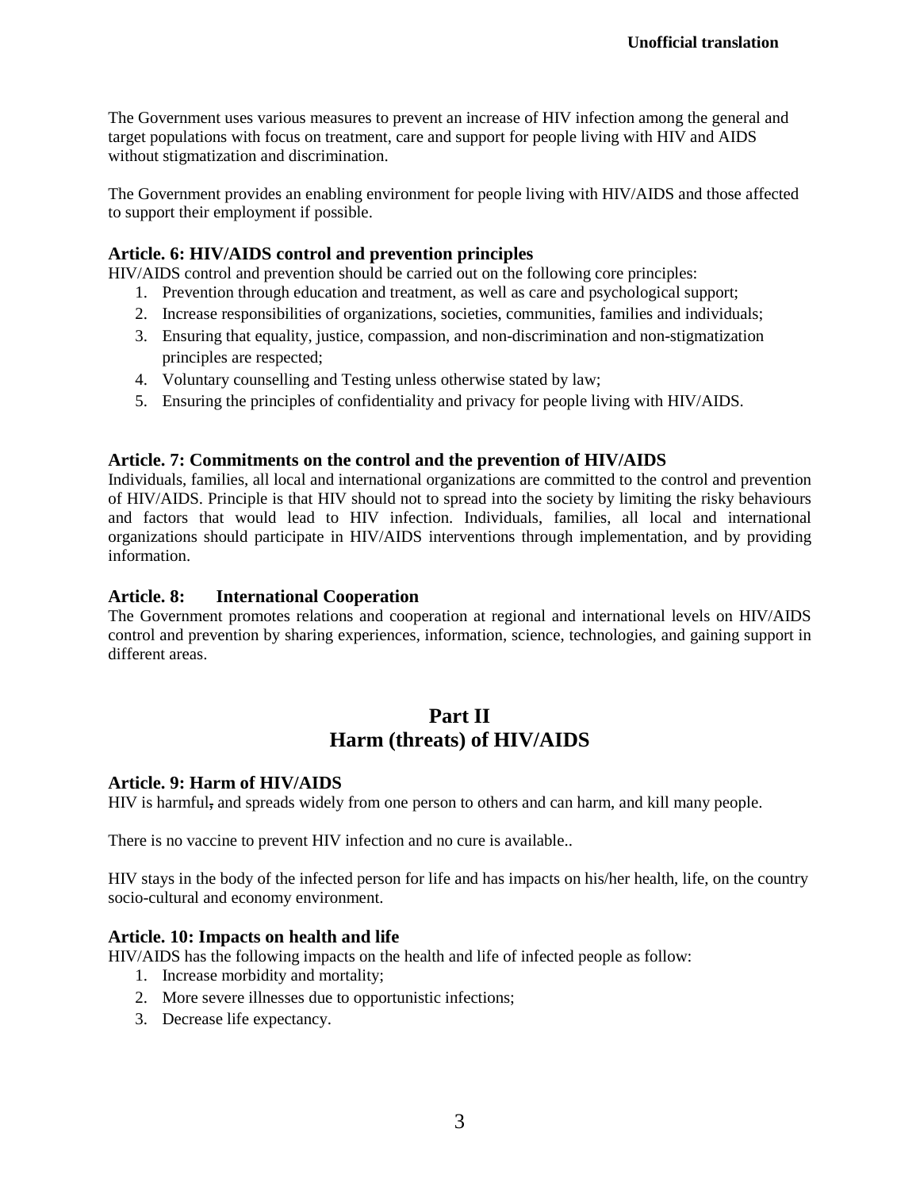**Unofficial translation**

The Government uses various measures to prevent an increase of HIV infection among the general and target populations with focus on treatment, care and support for people living with HIV and AIDS without stigmatization and discrimination.

The Government provides an enabling environment for people living with HIV/AIDS and those affected to support their employment if possible.

### Article. 6: HIV/AIDS control and prevention principles

HIV/AIDS control and prevention should be carried out on the following core principles:

1. Prevention through education and treatment, as well as care and psychological support;
2. Increase responsibilities of organizations, societies, communities, families and individuals;
3. Ensuring that equality, justice, compassion, and non-discrimination and non-stigmatization principles are respected;
4. Voluntary counselling and Testing unless otherwise stated by law;
5. Ensuring the principles of confidentiality and privacy for people living with HIV/AIDS.

### Article. 7: Commitments on the control and the prevention of HIV/AIDS

Individuals, families, all local and international organizations are committed to the control and prevention of HIV/AIDS. Principle is that HIV should not to spread into the society by limiting the risky behaviours and factors that would lead to HIV infection. Individuals, families, all local and international organizations should participate in HIV/AIDS interventions through implementation, and by providing information.

### Article. 8: International Cooperation

The Government promotes relations and cooperation at regional and international levels on HIV/AIDS control and prevention by sharing experiences, information, science, technologies, and gaining support in different areas.

## Part II
## Harm (threats) of HIV/AIDS

### Article. 9: Harm of HIV/AIDS

HIV is harmful, and spreads widely from one person to others and can harm, and kill many people.

There is no vaccine to prevent HIV infection and no cure is available..

HIV stays in the body of the infected person for life and has impacts on his/her health, life, on the country socio-cultural and economy environment.

### Article. 10: Impacts on health and life

HIV/AIDS has the following impacts on the health and life of infected people as follow:

1. Increase morbidity and mortality;
2. More severe illnesses due to opportunistic infections;
3. Decrease life expectancy.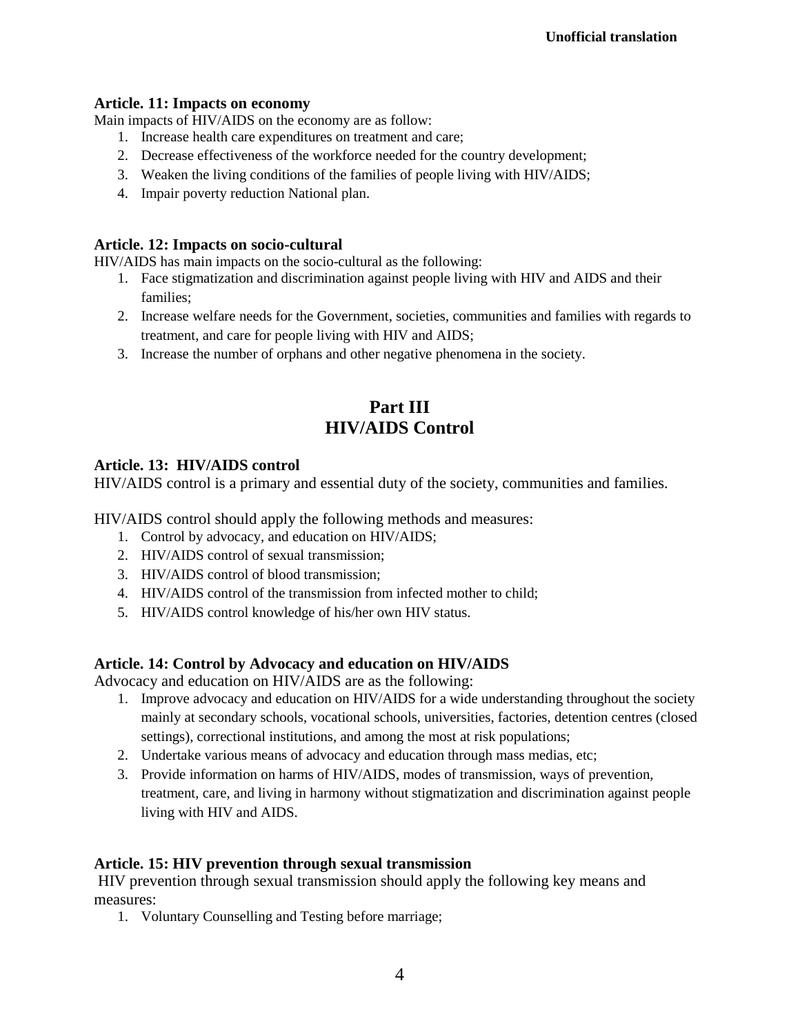### Article. 11: Impacts on economy

Main impacts of HIV/AIDS on the economy are as follow:

1. Increase health care expenditures on treatment and care;
2. Decrease effectiveness of the workforce needed for the country development;
3. Weaken the living conditions of the families of people living with HIV/AIDS;
4. Impair poverty reduction National plan.

### Article. 12: Impacts on socio-cultural

HIV/AIDS has main impacts on the socio-cultural as the following:

1. Face stigmatization and discrimination against people living with HIV and AIDS and their families;
2. Increase welfare needs for the Government, societies, communities and families with regards to treatment, and care for people living with HIV and AIDS;
3. Increase the number of orphans and other negative phenomena in the society.

## Part III
## HIV/AIDS Control

### Article. 13: HIV/AIDS control

HIV/AIDS control is a primary and essential duty of the society, communities and families.

HIV/AIDS control should apply the following methods and measures:

1. Control by advocacy, and education on HIV/AIDS;
2. HIV/AIDS control of sexual transmission;
3. HIV/AIDS control of blood transmission;
4. HIV/AIDS control of the transmission from infected mother to child;
5. HIV/AIDS control knowledge of his/her own HIV status.

### Article. 14: Control by Advocacy and education on HIV/AIDS

Advocacy and education on HIV/AIDS are as the following:

1. Improve advocacy and education on HIV/AIDS for a wide understanding throughout the society mainly at secondary schools, vocational schools, universities, factories, detention centres (closed settings), correctional institutions, and among the most at risk populations;
2. Undertake various means of advocacy and education through mass medias, etc;
3. Provide information on harms of HIV/AIDS, modes of transmission, ways of prevention, treatment, care, and living in harmony without stigmatization and discrimination against people living with HIV and AIDS.

### Article. 15: HIV prevention through sexual transmission

HIV prevention through sexual transmission should apply the following key means and measures:

1. Voluntary Counselling and Testing before marriage;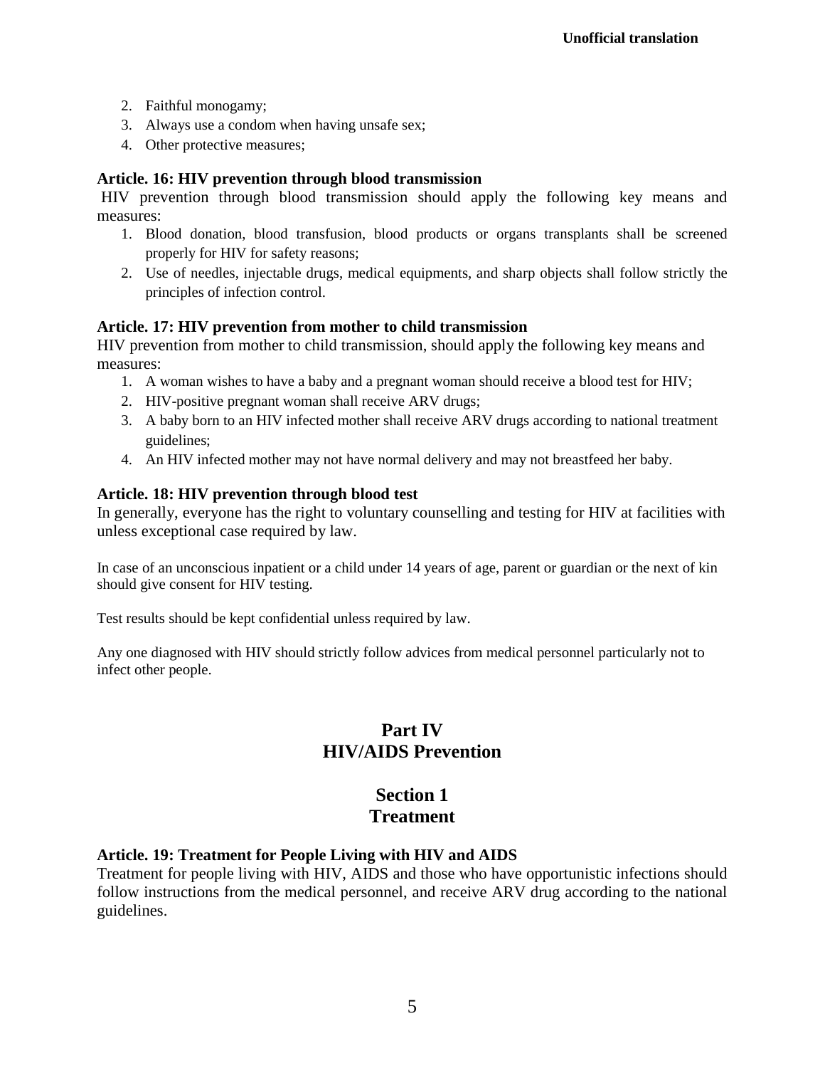2. Faithful monogamy;
3. Always use a condom when having unsafe sex;
4. Other protective measures;

**Article. 16: HIV prevention through blood transmission**

HIV prevention through blood transmission should apply the following key means and measures:

1. Blood donation, blood transfusion, blood products or organs transplants shall be screened properly for HIV for safety reasons;
2. Use of needles, injectable drugs, medical equipments, and sharp objects shall follow strictly the principles of infection control.

**Article. 17: HIV prevention from mother to child transmission**

HIV prevention from mother to child transmission, should apply the following key means and measures:

1. A woman wishes to have a baby and a pregnant woman should receive a blood test for HIV;
2. HIV-positive pregnant woman shall receive ARV drugs;
3. A baby born to an HIV infected mother shall receive ARV drugs according to national treatment guidelines;
4. An HIV infected mother may not have normal delivery and may not breastfeed her baby.

**Article. 18: HIV prevention through blood test**

In generally, everyone has the right to voluntary counselling and testing for HIV at facilities with unless exceptional case required by law.

In case of an unconscious inpatient or a child under 14 years of age, parent or guardian or the next of kin should give consent for HIV testing.

Test results should be kept confidential unless required by law.

Any one diagnosed with HIV should strictly follow advices from medical personnel particularly not to infect other people.

# Part IV
# HIV/AIDS Prevention

## Section 1
## Treatment

**Article. 19: Treatment for People Living with HIV and AIDS**

Treatment for people living with HIV, AIDS and those who have opportunistic infections should follow instructions from the medical personnel, and receive ARV drug according to the national guidelines.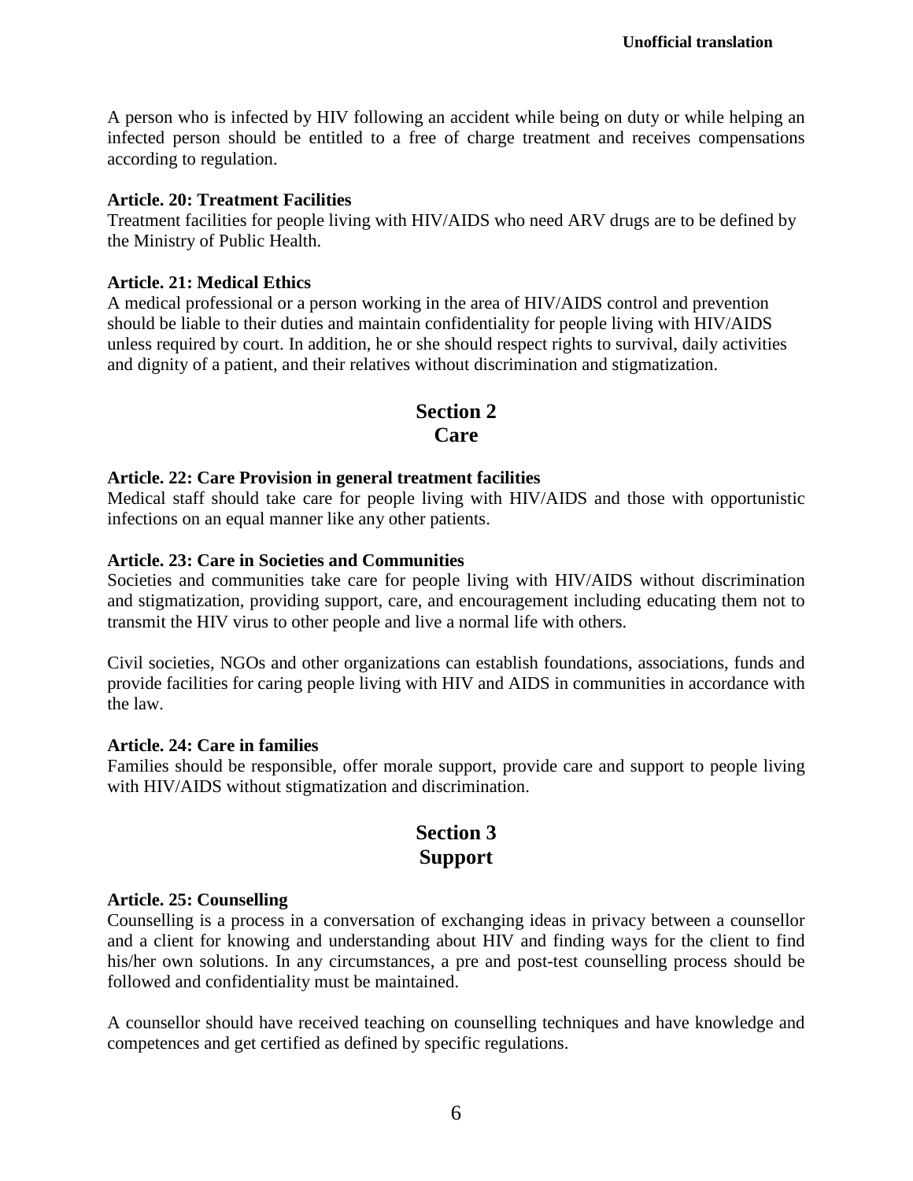A person who is infected by HIV following an accident while being on duty or while helping an infected person should be entitled to a free of charge treatment and receives compensations according to regulation.

**Article. 20: Treatment Facilities**

Treatment facilities for people living with HIV/AIDS who need ARV drugs are to be defined by the Ministry of Public Health.

**Article. 21: Medical Ethics**

A medical professional or a person working in the area of HIV/AIDS control and prevention should be liable to their duties and maintain confidentiality for people living with HIV/AIDS unless required by court. In addition, he or she should respect rights to survival, daily activities and dignity of a patient, and their relatives without discrimination and stigmatization.

## Section 2
## Care

**Article. 22: Care Provision in general treatment facilities**

Medical staff should take care for people living with HIV/AIDS and those with opportunistic infections on an equal manner like any other patients.

**Article. 23: Care in Societies and Communities**

Societies and communities take care for people living with HIV/AIDS without discrimination and stigmatization, providing support, care, and encouragement including educating them not to transmit the HIV virus to other people and live a normal life with others.

Civil societies, NGOs and other organizations can establish foundations, associations, funds and provide facilities for caring people living with HIV and AIDS in communities in accordance with the law.

**Article. 24: Care in families**

Families should be responsible, offer morale support, provide care and support to people living with HIV/AIDS without stigmatization and discrimination.

## Section 3
## Support

**Article. 25: Counselling**

Counselling is a process in a conversation of exchanging ideas in privacy between a counsellor and a client for knowing and understanding about HIV and finding ways for the client to find his/her own solutions. In any circumstances, a pre and post-test counselling process should be followed and confidentiality must be maintained.

A counsellor should have received teaching on counselling techniques and have knowledge and competences and get certified as defined by specific regulations.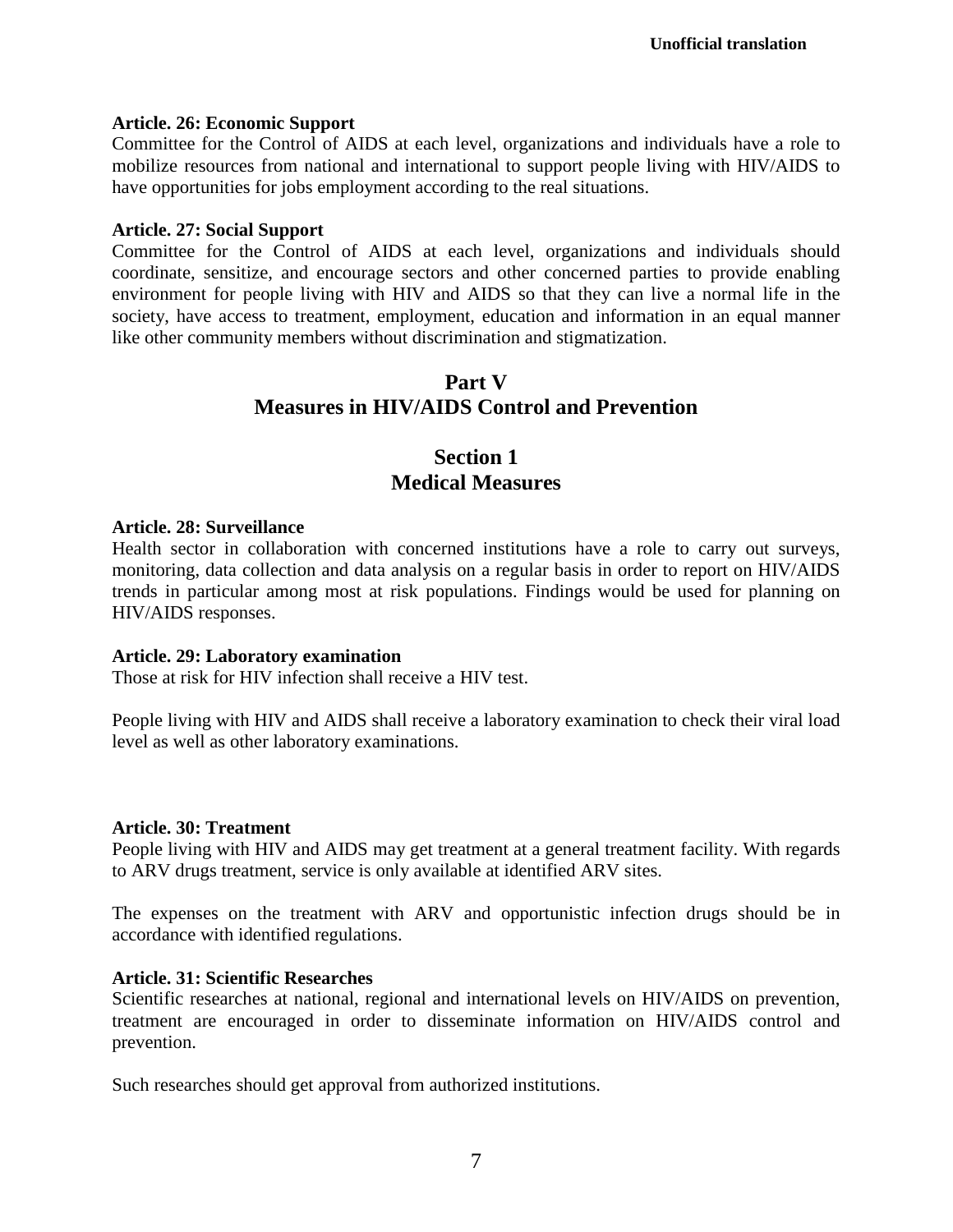**Article. 26: Economic Support**

Committee for the Control of AIDS at each level, organizations and individuals have a role to mobilize resources from national and international to support people living with HIV/AIDS to have opportunities for jobs employment according to the real situations.

**Article. 27: Social Support**

Committee for the Control of AIDS at each level, organizations and individuals should coordinate, sensitize, and encourage sectors and other concerned parties to provide enabling environment for people living with HIV and AIDS so that they can live a normal life in the society, have access to treatment, employment, education and information in an equal manner like other community members without discrimination and stigmatization.

# Part V
# Measures in HIV/AIDS Control and Prevention

## Section 1
## Medical Measures

**Article. 28: Surveillance**

Health sector in collaboration with concerned institutions have a role to carry out surveys, monitoring, data collection and data analysis on a regular basis in order to report on HIV/AIDS trends in particular among most at risk populations. Findings would be used for planning on HIV/AIDS responses.

**Article. 29: Laboratory examination**

Those at risk for HIV infection shall receive a HIV test.

People living with HIV and AIDS shall receive a laboratory examination to check their viral load level as well as other laboratory examinations.

**Article. 30: Treatment**

People living with HIV and AIDS may get treatment at a general treatment facility. With regards to ARV drugs treatment, service is only available at identified ARV sites.

The expenses on the treatment with ARV and opportunistic infection drugs should be in accordance with identified regulations.

**Article. 31: Scientific Researches**

Scientific researches at national, regional and international levels on HIV/AIDS on prevention, treatment are encouraged in order to disseminate information on HIV/AIDS control and prevention.

Such researches should get approval from authorized institutions.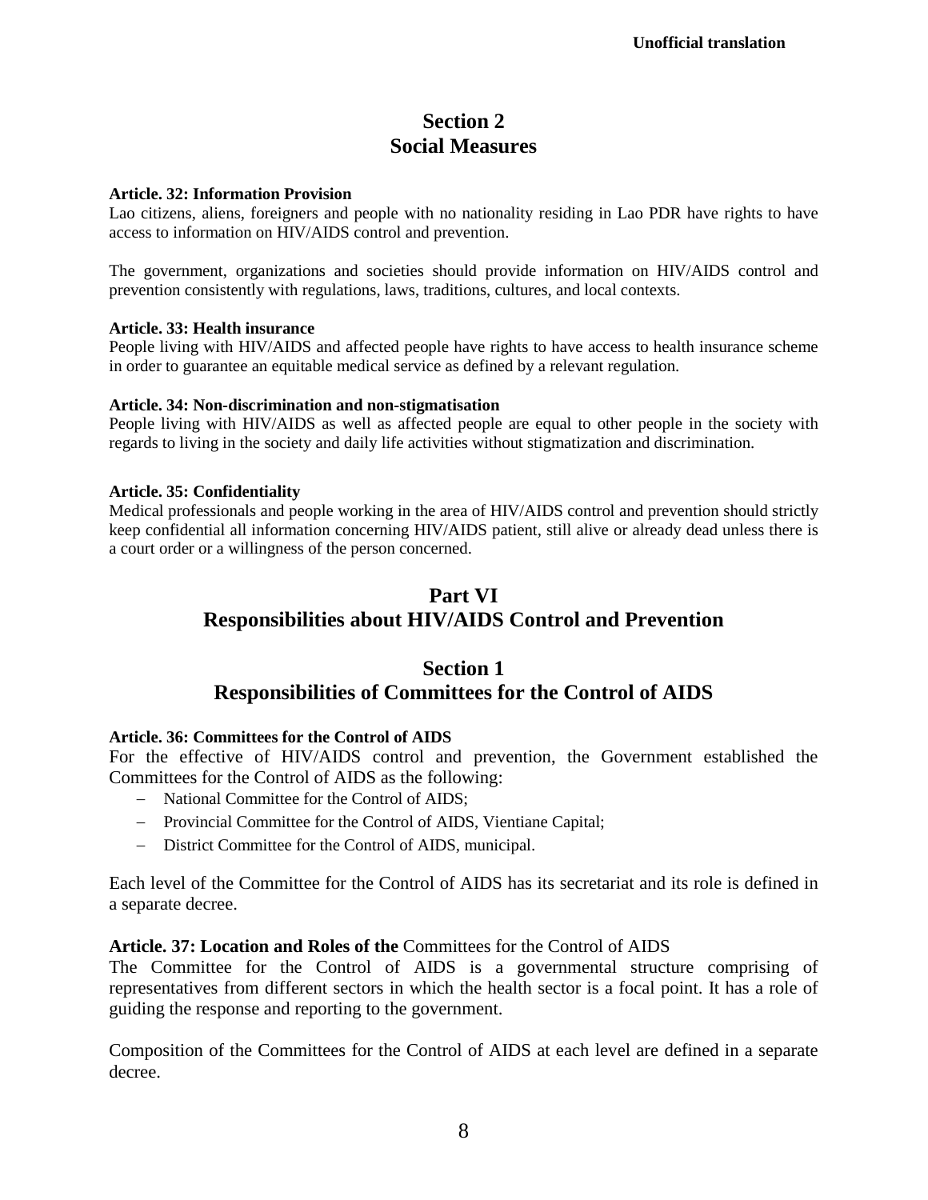## Section 2
## Social Measures

**Article. 32: Information Provision**
Lao citizens, aliens, foreigners and people with no nationality residing in Lao PDR have rights to have access to information on HIV/AIDS control and prevention.

The government, organizations and societies should provide information on HIV/AIDS control and prevention consistently with regulations, laws, traditions, cultures, and local contexts.

**Article. 33: Health insurance**
People living with HIV/AIDS and affected people have rights to have access to health insurance scheme in order to guarantee an equitable medical service as defined by a relevant regulation.

**Article. 34: Non-discrimination and non-stigmatisation**
People living with HIV/AIDS as well as affected people are equal to other people in the society with regards to living in the society and daily life activities without stigmatization and discrimination.

**Article. 35: Confidentiality**
Medical professionals and people working in the area of HIV/AIDS control and prevention should strictly keep confidential all information concerning HIV/AIDS patient, still alive or already dead unless there is a court order or a willingness of the person concerned.

# Part VI
# Responsibilities about HIV/AIDS Control and Prevention

## Section 1
## Responsibilities of Committees for the Control of AIDS

**Article. 36: Committees for the Control of AIDS**
For the effective of HIV/AIDS control and prevention, the Government established the Committees for the Control of AIDS as the following:

- National Committee for the Control of AIDS;
- Provincial Committee for the Control of AIDS, Vientiane Capital;
- District Committee for the Control of AIDS, municipal.

Each level of the Committee for the Control of AIDS has its secretariat and its role is defined in a separate decree.

**Article. 37: Location and Roles of the** Committees for the Control of AIDS
The Committee for the Control of AIDS is a governmental structure comprising of representatives from different sectors in which the health sector is a focal point. It has a role of guiding the response and reporting to the government.

Composition of the Committees for the Control of AIDS at each level are defined in a separate decree.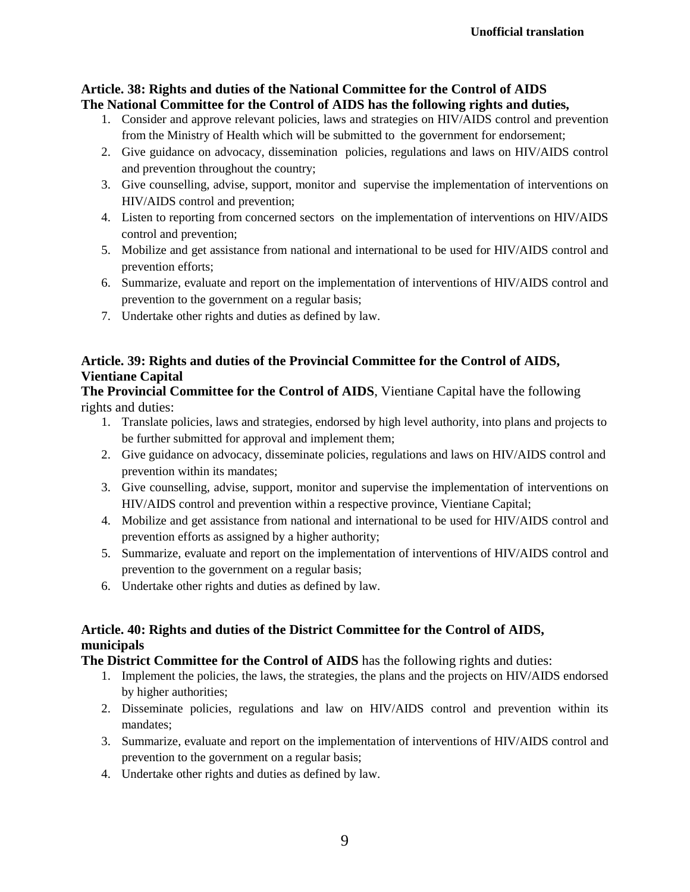### Article. 38: Rights and duties of the National Committee for the Control of AIDS

**The National Committee for the Control of AIDS has the following rights and duties,**

1. Consider and approve relevant policies, laws and strategies on HIV/AIDS control and prevention from the Ministry of Health which will be submitted to the government for endorsement;
2. Give guidance on advocacy, dissemination policies, regulations and laws on HIV/AIDS control and prevention throughout the country;
3. Give counselling, advise, support, monitor and supervise the implementation of interventions on HIV/AIDS control and prevention;
4. Listen to reporting from concerned sectors on the implementation of interventions on HIV/AIDS control and prevention;
5. Mobilize and get assistance from national and international to be used for HIV/AIDS control and prevention efforts;
6. Summarize, evaluate and report on the implementation of interventions of HIV/AIDS control and prevention to the government on a regular basis;
7. Undertake other rights and duties as defined by law.

### Article. 39: Rights and duties of the Provincial Committee for the Control of AIDS, Vientiane Capital

**The Provincial Committee for the Control of AIDS**, Vientiane Capital have the following rights and duties:

1. Translate policies, laws and strategies, endorsed by high level authority, into plans and projects to be further submitted for approval and implement them;
2. Give guidance on advocacy, disseminate policies, regulations and laws on HIV/AIDS control and prevention within its mandates;
3. Give counselling, advise, support, monitor and supervise the implementation of interventions on HIV/AIDS control and prevention within a respective province, Vientiane Capital;
4. Mobilize and get assistance from national and international to be used for HIV/AIDS control and prevention efforts as assigned by a higher authority;
5. Summarize, evaluate and report on the implementation of interventions of HIV/AIDS control and prevention to the government on a regular basis;
6. Undertake other rights and duties as defined by law.

### Article. 40: Rights and duties of the District Committee for the Control of AIDS, municipals

**The District Committee for the Control of AIDS** has the following rights and duties:

1. Implement the policies, the laws, the strategies, the plans and the projects on HIV/AIDS endorsed by higher authorities;
2. Disseminate policies, regulations and law on HIV/AIDS control and prevention within its mandates;
3. Summarize, evaluate and report on the implementation of interventions of HIV/AIDS control and prevention to the government on a regular basis;
4. Undertake other rights and duties as defined by law.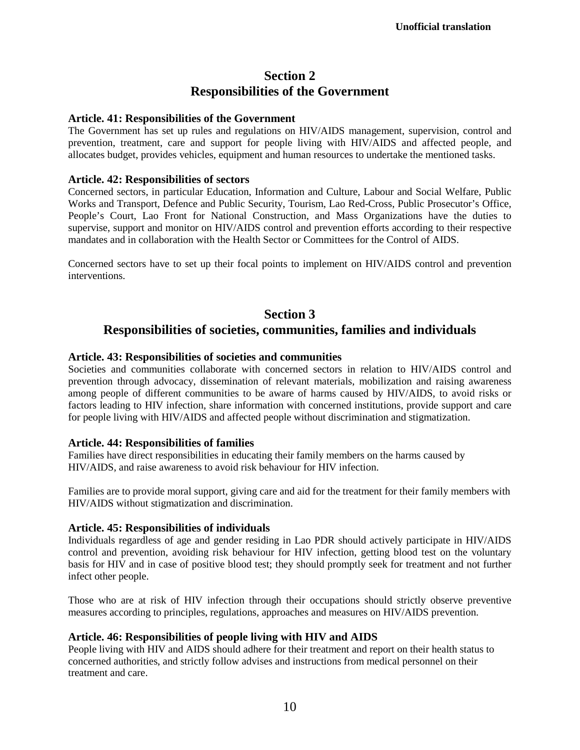Unofficial translation

## Section 2
## Responsibilities of the Government

### Article. 41: Responsibilities of the Government

The Government has set up rules and regulations on HIV/AIDS management, supervision, control and prevention, treatment, care and support for people living with HIV/AIDS and affected people, and allocates budget, provides vehicles, equipment and human resources to undertake the mentioned tasks.

### Article. 42: Responsibilities of sectors

Concerned sectors, in particular Education, Information and Culture, Labour and Social Welfare, Public Works and Transport, Defence and Public Security, Tourism, Lao Red-Cross, Public Prosecutor's Office, People's Court, Lao Front for National Construction, and Mass Organizations have the duties to supervise, support and monitor on HIV/AIDS control and prevention efforts according to their respective mandates and in collaboration with the Health Sector or Committees for the Control of AIDS.

Concerned sectors have to set up their focal points to implement on HIV/AIDS control and prevention interventions.

## Section 3
## Responsibilities of societies, communities, families and individuals

### Article. 43: Responsibilities of societies and communities

Societies and communities collaborate with concerned sectors in relation to HIV/AIDS control and prevention through advocacy, dissemination of relevant materials, mobilization and raising awareness among people of different communities to be aware of harms caused by HIV/AIDS, to avoid risks or factors leading to HIV infection, share information with concerned institutions, provide support and care for people living with HIV/AIDS and affected people without discrimination and stigmatization.

### Article. 44: Responsibilities of families

Families have direct responsibilities in educating their family members on the harms caused by HIV/AIDS, and raise awareness to avoid risk behaviour for HIV infection.

Families are to provide moral support, giving care and aid for the treatment for their family members with HIV/AIDS without stigmatization and discrimination.

### Article. 45: Responsibilities of individuals

Individuals regardless of age and gender residing in Lao PDR should actively participate in HIV/AIDS control and prevention, avoiding risk behaviour for HIV infection, getting blood test on the voluntary basis for HIV and in case of positive blood test; they should promptly seek for treatment and not further infect other people.

Those who are at risk of HIV infection through their occupations should strictly observe preventive measures according to principles, regulations, approaches and measures on HIV/AIDS prevention.

### Article. 46: Responsibilities of people living with HIV and AIDS

People living with HIV and AIDS should adhere for their treatment and report on their health status to concerned authorities, and strictly follow advises and instructions from medical personnel on their treatment and care.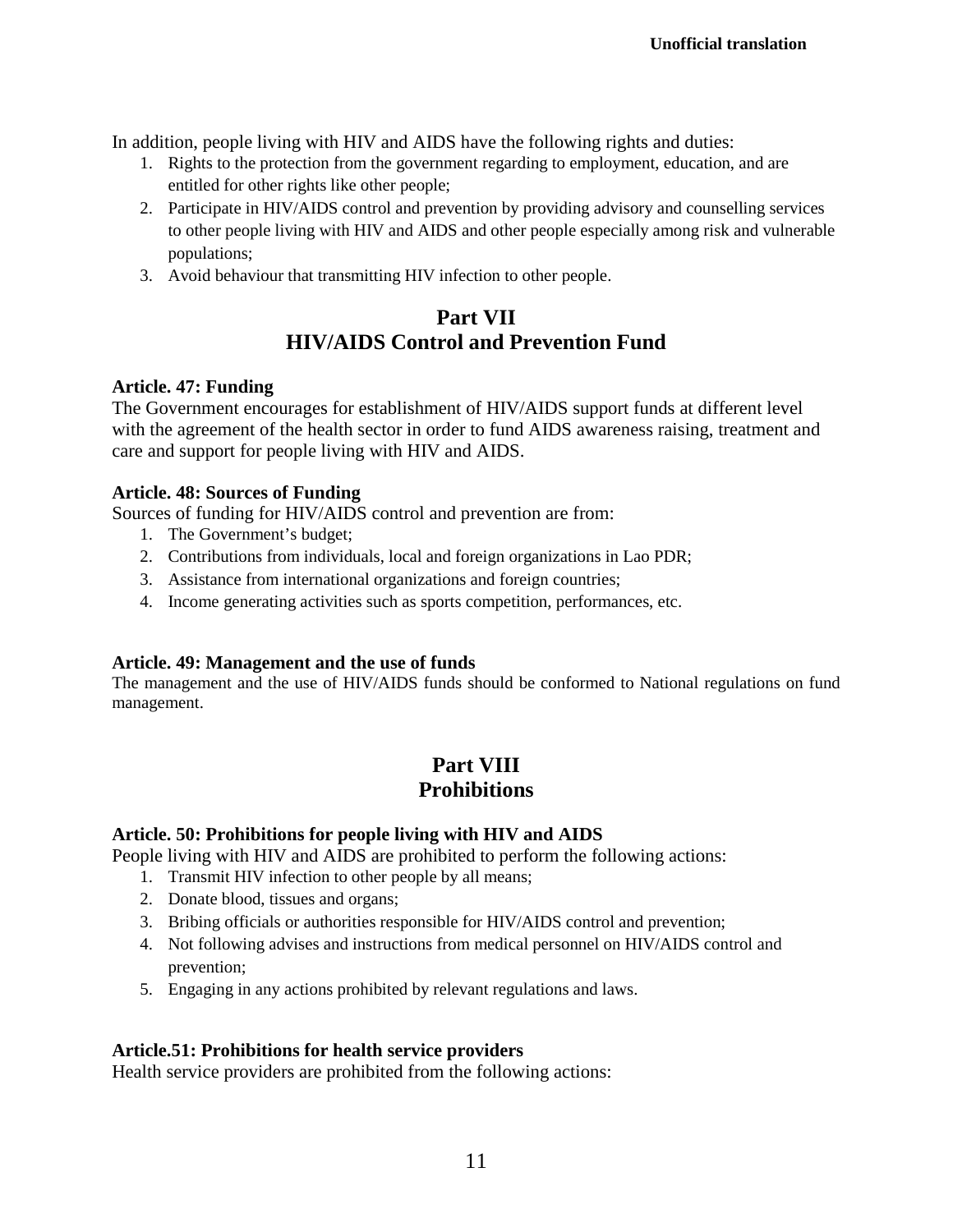In addition, people living with HIV and AIDS have the following rights and duties:

1. Rights to the protection from the government regarding to employment, education, and are entitled for other rights like other people;
2. Participate in HIV/AIDS control and prevention by providing advisory and counselling services to other people living with HIV and AIDS and other people especially among risk and vulnerable populations;
3. Avoid behaviour that transmitting HIV infection to other people.

## Part VII
## HIV/AIDS Control and Prevention Fund

**Article. 47: Funding**

The Government encourages for establishment of HIV/AIDS support funds at different level with the agreement of the health sector in order to fund AIDS awareness raising, treatment and care and support for people living with HIV and AIDS.

**Article. 48: Sources of Funding**

Sources of funding for HIV/AIDS control and prevention are from:

1. The Government's budget;
2. Contributions from individuals, local and foreign organizations in Lao PDR;
3. Assistance from international organizations and foreign countries;
4. Income generating activities such as sports competition, performances, etc.

**Article. 49: Management and the use of funds**

The management and the use of HIV/AIDS funds should be conformed to National regulations on fund management.

## Part VIII
## Prohibitions

**Article. 50: Prohibitions for people living with HIV and AIDS**

People living with HIV and AIDS are prohibited to perform the following actions:

1. Transmit HIV infection to other people by all means;
2. Donate blood, tissues and organs;
3. Bribing officials or authorities responsible for HIV/AIDS control and prevention;
4. Not following advises and instructions from medical personnel on HIV/AIDS control and prevention;
5. Engaging in any actions prohibited by relevant regulations and laws.

**Article.51: Prohibitions for health service providers**

Health service providers are prohibited from the following actions: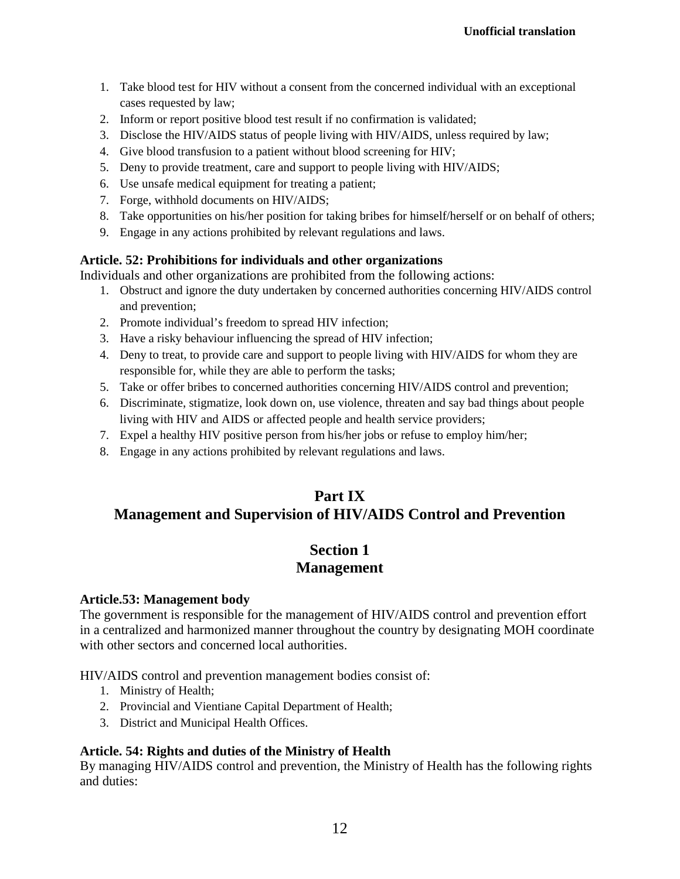1. Take blood test for HIV without a consent from the concerned individual with an exceptional cases requested by law;
2. Inform or report positive blood test result if no confirmation is validated;
3. Disclose the HIV/AIDS status of people living with HIV/AIDS, unless required by law;
4. Give blood transfusion to a patient without blood screening for HIV;
5. Deny to provide treatment, care and support to people living with HIV/AIDS;
6. Use unsafe medical equipment for treating a patient;
7. Forge, withhold documents on HIV/AIDS;
8. Take opportunities on his/her position for taking bribes for himself/herself or on behalf of others;
9. Engage in any actions prohibited by relevant regulations and laws.

**Article. 52: Prohibitions for individuals and other organizations**

Individuals and other organizations are prohibited from the following actions:

1. Obstruct and ignore the duty undertaken by concerned authorities concerning HIV/AIDS control and prevention;
2. Promote individual's freedom to spread HIV infection;
3. Have a risky behaviour influencing the spread of HIV infection;
4. Deny to treat, to provide care and support to people living with HIV/AIDS for whom they are responsible for, while they are able to perform the tasks;
5. Take or offer bribes to concerned authorities concerning HIV/AIDS control and prevention;
6. Discriminate, stigmatize, look down on, use violence, threaten and say bad things about people living with HIV and AIDS or affected people and health service providers;
7. Expel a healthy HIV positive person from his/her jobs or refuse to employ him/her;
8. Engage in any actions prohibited by relevant regulations and laws.

# Part IX
# Management and Supervision of HIV/AIDS Control and Prevention

## Section 1
## Management

**Article.53: Management body**

The government is responsible for the management of HIV/AIDS control and prevention effort in a centralized and harmonized manner throughout the country by designating MOH coordinate with other sectors and concerned local authorities.

HIV/AIDS control and prevention management bodies consist of:

1. Ministry of Health;
2. Provincial and Vientiane Capital Department of Health;
3. District and Municipal Health Offices.

**Article. 54: Rights and duties of the Ministry of Health**

By managing HIV/AIDS control and prevention, the Ministry of Health has the following rights and duties: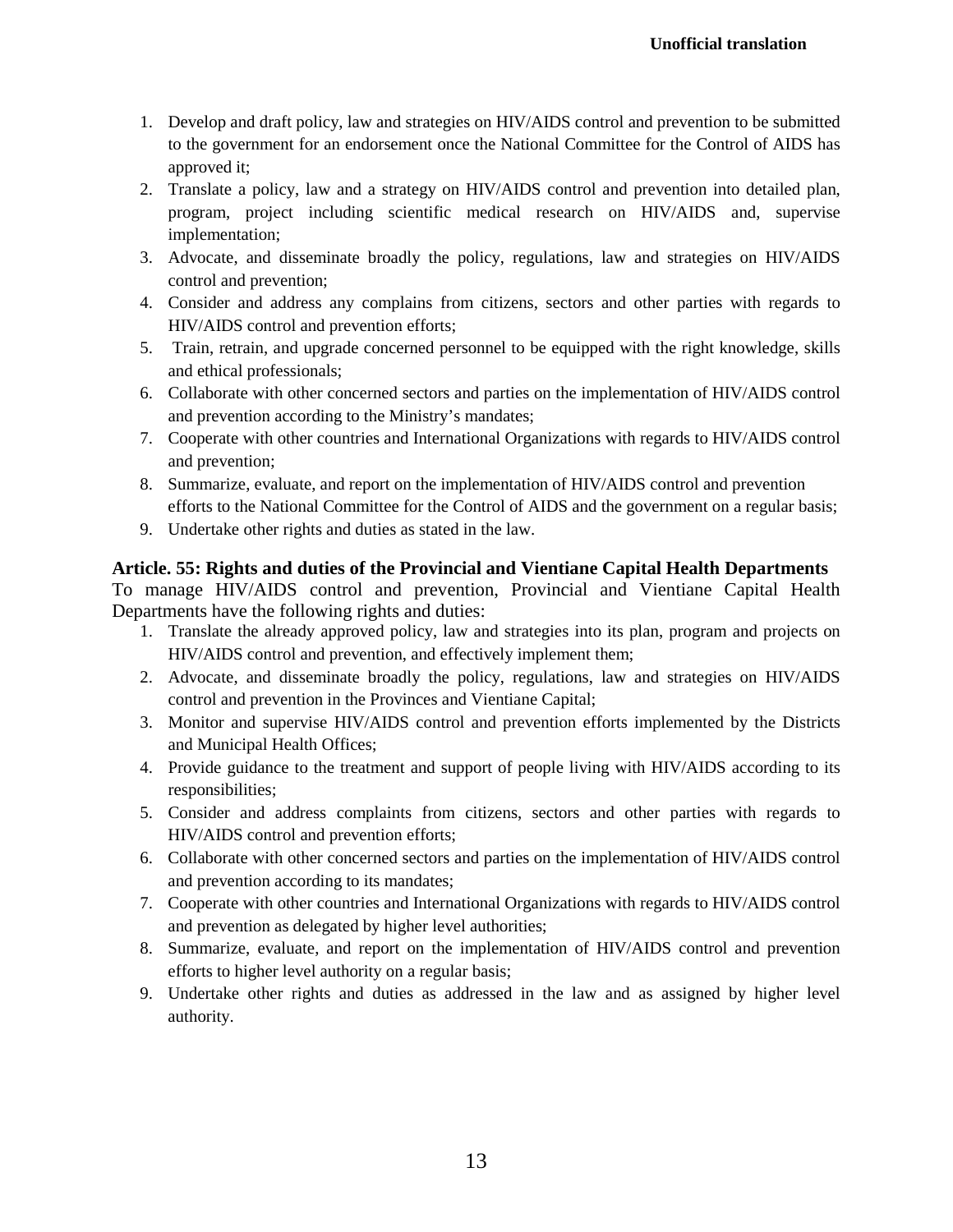1. Develop and draft policy, law and strategies on HIV/AIDS control and prevention to be submitted to the government for an endorsement once the National Committee for the Control of AIDS has approved it;
2. Translate a policy, law and a strategy on HIV/AIDS control and prevention into detailed plan, program, project including scientific medical research on HIV/AIDS and, supervise implementation;
3. Advocate, and disseminate broadly the policy, regulations, law and strategies on HIV/AIDS control and prevention;
4. Consider and address any complains from citizens, sectors and other parties with regards to HIV/AIDS control and prevention efforts;
5. Train, retrain, and upgrade concerned personnel to be equipped with the right knowledge, skills and ethical professionals;
6. Collaborate with other concerned sectors and parties on the implementation of HIV/AIDS control and prevention according to the Ministry's mandates;
7. Cooperate with other countries and International Organizations with regards to HIV/AIDS control and prevention;
8. Summarize, evaluate, and report on the implementation of HIV/AIDS control and prevention efforts to the National Committee for the Control of AIDS and the government on a regular basis;
9. Undertake other rights and duties as stated in the law.

**Article. 55: Rights and duties of the Provincial and Vientiane Capital Health Departments**

To manage HIV/AIDS control and prevention, Provincial and Vientiane Capital Health Departments have the following rights and duties:

1. Translate the already approved policy, law and strategies into its plan, program and projects on HIV/AIDS control and prevention, and effectively implement them;
2. Advocate, and disseminate broadly the policy, regulations, law and strategies on HIV/AIDS control and prevention in the Provinces and Vientiane Capital;
3. Monitor and supervise HIV/AIDS control and prevention efforts implemented by the Districts and Municipal Health Offices;
4. Provide guidance to the treatment and support of people living with HIV/AIDS according to its responsibilities;
5. Consider and address complaints from citizens, sectors and other parties with regards to HIV/AIDS control and prevention efforts;
6. Collaborate with other concerned sectors and parties on the implementation of HIV/AIDS control and prevention according to its mandates;
7. Cooperate with other countries and International Organizations with regards to HIV/AIDS control and prevention as delegated by higher level authorities;
8. Summarize, evaluate, and report on the implementation of HIV/AIDS control and prevention efforts to higher level authority on a regular basis;
9. Undertake other rights and duties as addressed in the law and as assigned by higher level authority.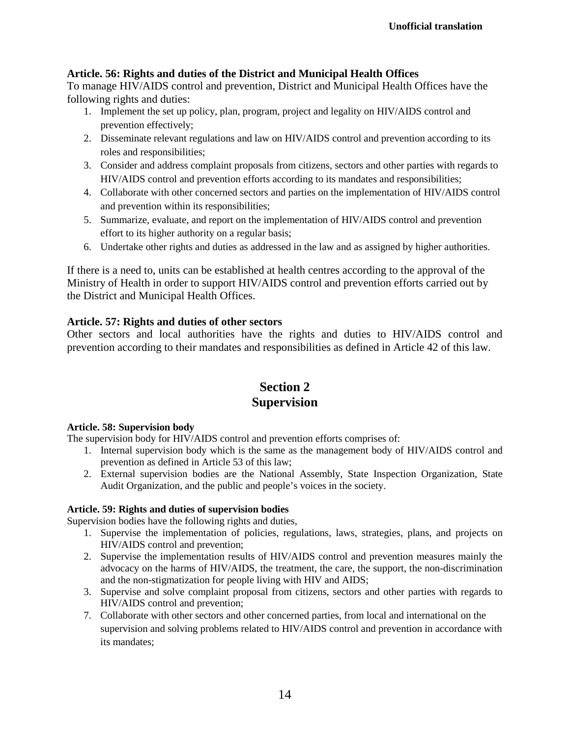**Article. 56: Rights and duties of the District and Municipal Health Offices**

To manage HIV/AIDS control and prevention, District and Municipal Health Offices have the following rights and duties:

1. Implement the set up policy, plan, program, project and legality on HIV/AIDS control and prevention effectively;
2. Disseminate relevant regulations and law on HIV/AIDS control and prevention according to its roles and responsibilities;
3. Consider and address complaint proposals from citizens, sectors and other parties with regards to HIV/AIDS control and prevention efforts according to its mandates and responsibilities;
4. Collaborate with other concerned sectors and parties on the implementation of HIV/AIDS control and prevention within its responsibilities;
5. Summarize, evaluate, and report on the implementation of HIV/AIDS control and prevention effort to its higher authority on a regular basis;
6. Undertake other rights and duties as addressed in the law and as assigned by higher authorities.

If there is a need to, units can be established at health centres according to the approval of the Ministry of Health in order to support HIV/AIDS control and prevention efforts carried out by the District and Municipal Health Offices.

**Article. 57: Rights and duties of other sectors**

Other sectors and local authorities have the rights and duties to HIV/AIDS control and prevention according to their mandates and responsibilities as defined in Article 42 of this law.

## Section 2
## Supervision

**Article. 58: Supervision body**

The supervision body for HIV/AIDS control and prevention efforts comprises of:

1. Internal supervision body which is the same as the management body of HIV/AIDS control and prevention as defined in Article 53 of this law;
2. External supervision bodies are the National Assembly, State Inspection Organization, State Audit Organization, and the public and people's voices in the society.

**Article. 59: Rights and duties of supervision bodies**

Supervision bodies have the following rights and duties,

1. Supervise the implementation of policies, regulations, laws, strategies, plans, and projects on HIV/AIDS control and prevention;
2. Supervise the implementation results of HIV/AIDS control and prevention measures mainly the advocacy on the harms of HIV/AIDS, the treatment, the care, the support, the non-discrimination and the non-stigmatization for people living with HIV and AIDS;
3. Supervise and solve complaint proposal from citizens, sectors and other parties with regards to HIV/AIDS control and prevention;

7. Collaborate with other sectors and other concerned parties, from local and international on the supervision and solving problems related to HIV/AIDS control and prevention in accordance with its mandates;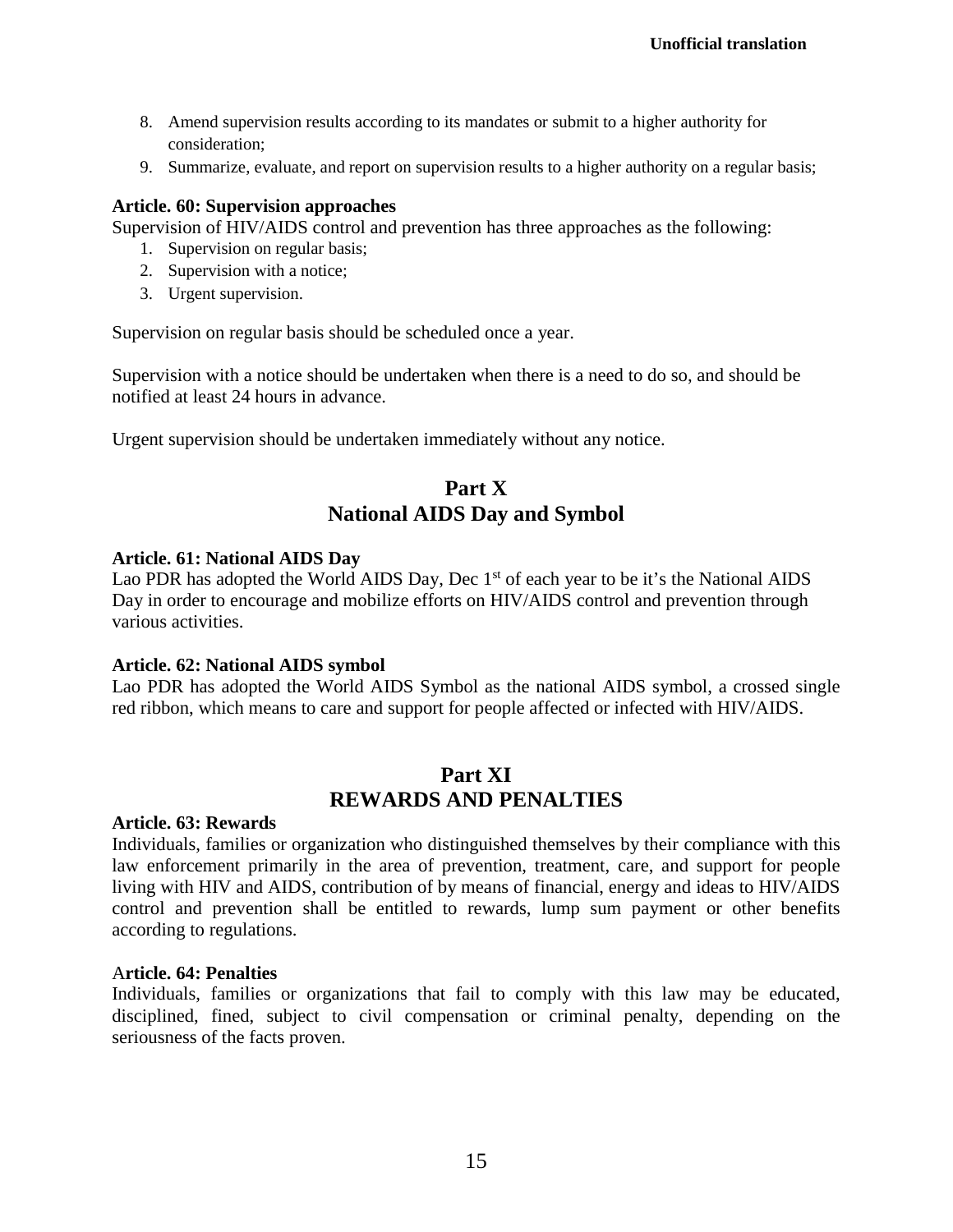8. Amend supervision results according to its mandates or submit to a higher authority for consideration;
9. Summarize, evaluate, and report on supervision results to a higher authority on a regular basis;

**Article. 60: Supervision approaches**

Supervision of HIV/AIDS control and prevention has three approaches as the following:

1. Supervision on regular basis;
2. Supervision with a notice;
3. Urgent supervision.

Supervision on regular basis should be scheduled once a year.

Supervision with a notice should be undertaken when there is a need to do so, and should be notified at least 24 hours in advance.

Urgent supervision should be undertaken immediately without any notice.

## Part X
## National AIDS Day and Symbol

**Article. 61: National AIDS Day**

Lao PDR has adopted the World AIDS Day, Dec 1st of each year to be it's the National AIDS Day in order to encourage and mobilize efforts on HIV/AIDS control and prevention through various activities.

**Article. 62: National AIDS symbol**

Lao PDR has adopted the World AIDS Symbol as the national AIDS symbol, a crossed single red ribbon, which means to care and support for people affected or infected with HIV/AIDS.

## Part XI
## REWARDS AND PENALTIES

**Article. 63: Rewards**

Individuals, families or organization who distinguished themselves by their compliance with this law enforcement primarily in the area of prevention, treatment, care, and support for people living with HIV and AIDS, contribution of by means of financial, energy and ideas to HIV/AIDS control and prevention shall be entitled to rewards, lump sum payment or other benefits according to regulations.

A**rticle. 64: Penalties**

Individuals, families or organizations that fail to comply with this law may be educated, disciplined, fined, subject to civil compensation or criminal penalty, depending on the seriousness of the facts proven.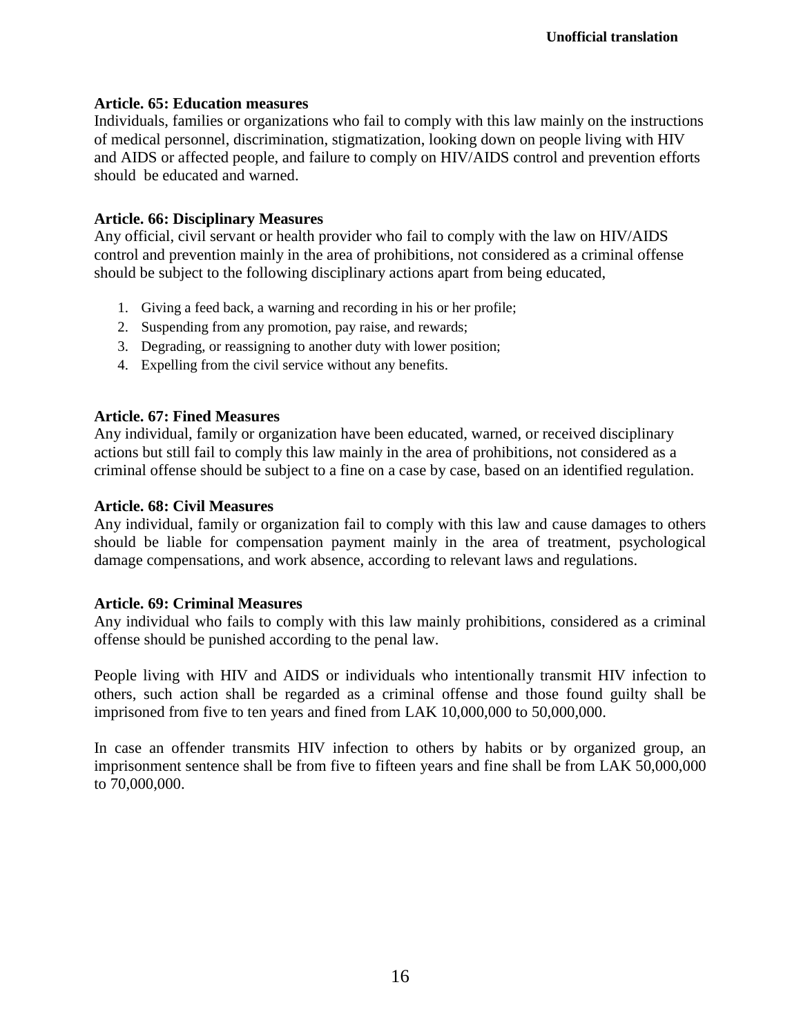**Article. 65: Education measures**
Individuals, families or organizations who fail to comply with this law mainly on the instructions of medical personnel, discrimination, stigmatization, looking down on people living with HIV and AIDS or affected people, and failure to comply on HIV/AIDS control and prevention efforts should be educated and warned.

**Article. 66: Disciplinary Measures**
Any official, civil servant or health provider who fail to comply with the law on HIV/AIDS control and prevention mainly in the area of prohibitions, not considered as a criminal offense should be subject to the following disciplinary actions apart from being educated,

1. Giving a feed back, a warning and recording in his or her profile;
2. Suspending from any promotion, pay raise, and rewards;
3. Degrading, or reassigning to another duty with lower position;
4. Expelling from the civil service without any benefits.

**Article. 67: Fined Measures**
Any individual, family or organization have been educated, warned, or received disciplinary actions but still fail to comply this law mainly in the area of prohibitions, not considered as a criminal offense should be subject to a fine on a case by case, based on an identified regulation.

**Article. 68: Civil Measures**
Any individual, family or organization fail to comply with this law and cause damages to others should be liable for compensation payment mainly in the area of treatment, psychological damage compensations, and work absence, according to relevant laws and regulations.

**Article. 69: Criminal Measures**
Any individual who fails to comply with this law mainly prohibitions, considered as a criminal offense should be punished according to the penal law.

People living with HIV and AIDS or individuals who intentionally transmit HIV infection to others, such action shall be regarded as a criminal offense and those found guilty shall be imprisoned from five to ten years and fined from LAK 10,000,000 to 50,000,000.

In case an offender transmits HIV infection to others by habits or by organized group, an imprisonment sentence shall be from five to fifteen years and fine shall be from LAK 50,000,000 to 70,000,000.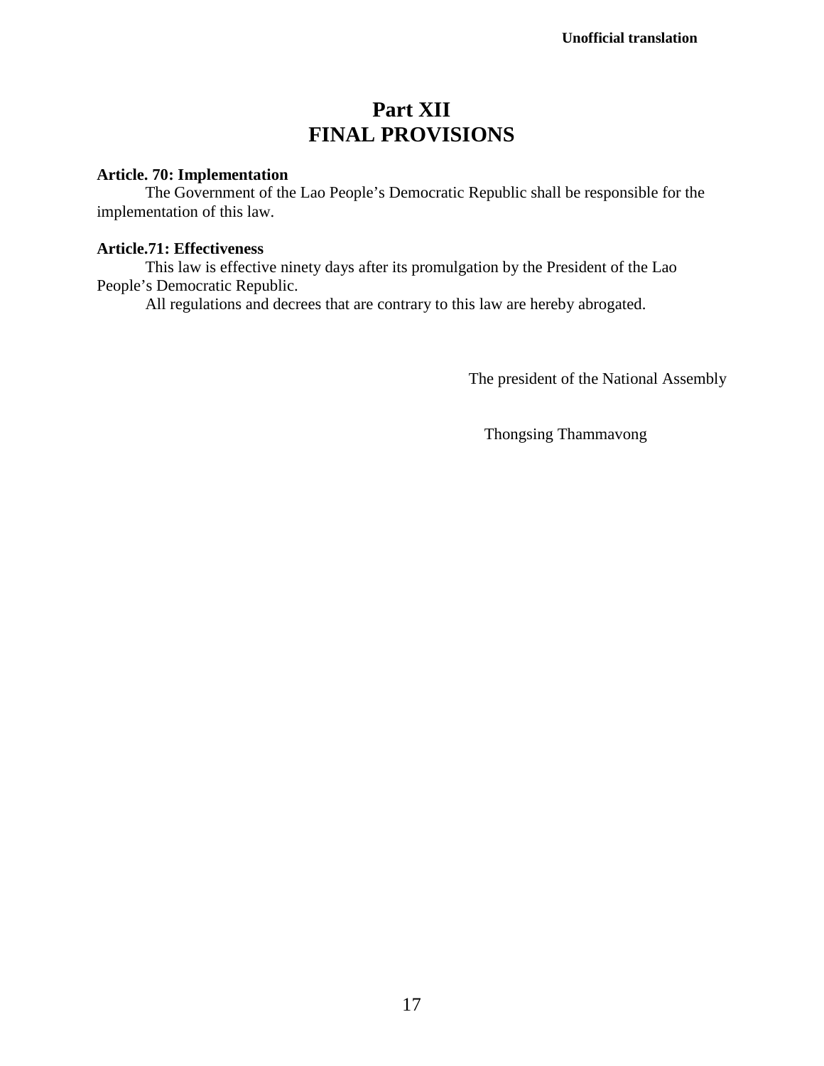**Unofficial translation**

# Part XII
# FINAL PROVISIONS

**Article. 70: Implementation**

The Government of the Lao People's Democratic Republic shall be responsible for the implementation of this law.

**Article.71: Effectiveness**

This law is effective ninety days after its promulgation by the President of the Lao People's Democratic Republic.

All regulations and decrees that are contrary to this law are hereby abrogated.

The president of the National Assembly

Thongsing Thammavong